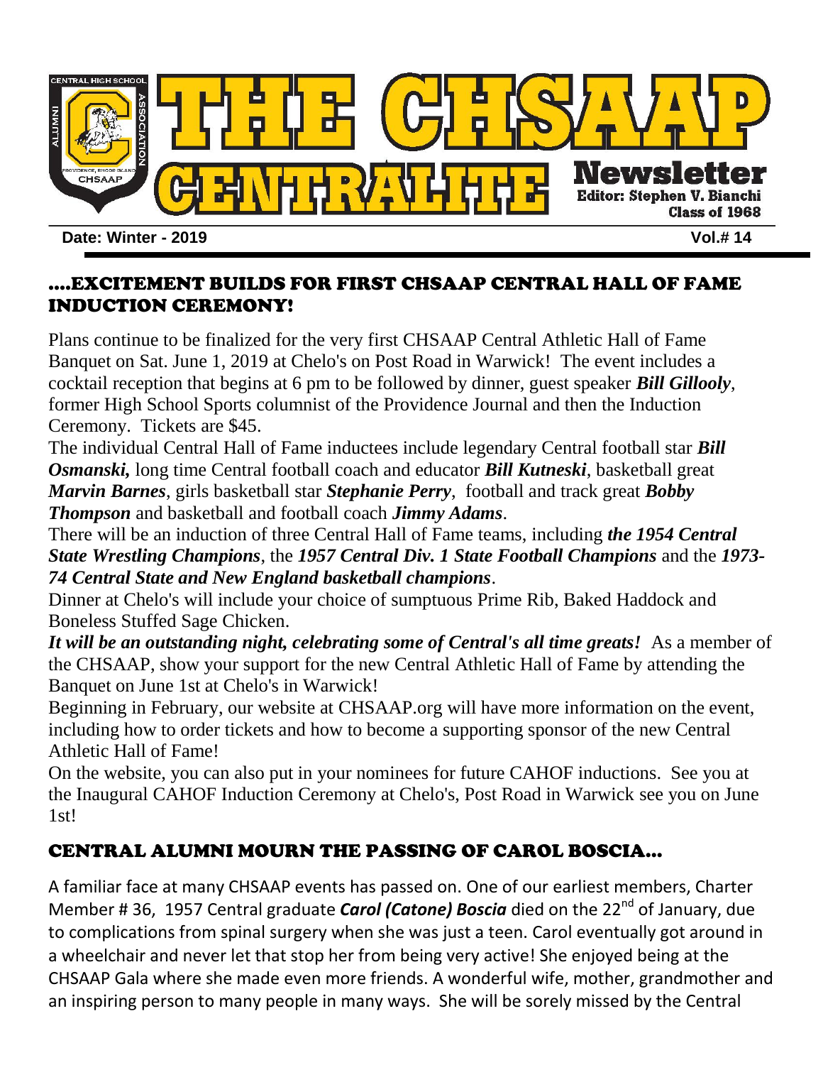# THE CHSAAP CENTRALITE Newsletter

Editor: Stephen V. Bianchi
Class of 1968

**Date: Winter - 2019** **Vol.# 14**

## ....EXCITEMENT BUILDS FOR FIRST CHSAAP CENTRAL HALL OF FAME INDUCTION CEREMONY!

Plans continue to be finalized for the very first CHSAAP Central Athletic Hall of Fame Banquet on Sat. June 1, 2019 at Chelo's on Post Road in Warwick! The event includes a cocktail reception that begins at 6 pm to be followed by dinner, guest speaker ***Bill Gillooly***, former High School Sports columnist of the Providence Journal and then the Induction Ceremony. Tickets are $45.

The individual Central Hall of Fame inductees include legendary Central football star ***Bill Osmanski***, long time Central football coach and educator ***Bill Kutneski***, basketball great ***Marvin Barnes***, girls basketball star ***Stephanie Perry***, football and track great ***Bobby Thompson*** and basketball and football coach ***Jimmy Adams***.

There will be an induction of three Central Hall of Fame teams, including ***the 1954 Central State Wrestling Champions***, the ***1957 Central Div. 1 State Football Champions*** and the ***1973-74 Central State and New England basketball champions***.

Dinner at Chelo's will include your choice of sumptuous Prime Rib, Baked Haddock and Boneless Stuffed Sage Chicken.

***It will be an outstanding night, celebrating some of Central's all time greats!*** As a member of the CHSAAP, show your support for the new Central Athletic Hall of Fame by attending the Banquet on June 1st at Chelo's in Warwick!

Beginning in February, our website at CHSAAP.org will have more information on the event, including how to order tickets and how to become a supporting sponsor of the new Central Athletic Hall of Fame!

On the website, you can also put in your nominees for future CAHOF inductions. See you at the Inaugural CAHOF Induction Ceremony at Chelo's, Post Road in Warwick see you on June 1st!

## CENTRAL ALUMNI MOURN THE PASSING OF CAROL BOSCIA...

A familiar face at many CHSAAP events has passed on. One of our earliest members, Charter Member # 36, 1957 Central graduate ***Carol (Catone) Boscia*** died on the 22nd of January, due to complications from spinal surgery when she was just a teen. Carol eventually got around in a wheelchair and never let that stop her from being very active! She enjoyed being at the CHSAAP Gala where she made even more friends. A wonderful wife, mother, grandmother and an inspiring person to many people in many ways. She will be sorely missed by the Central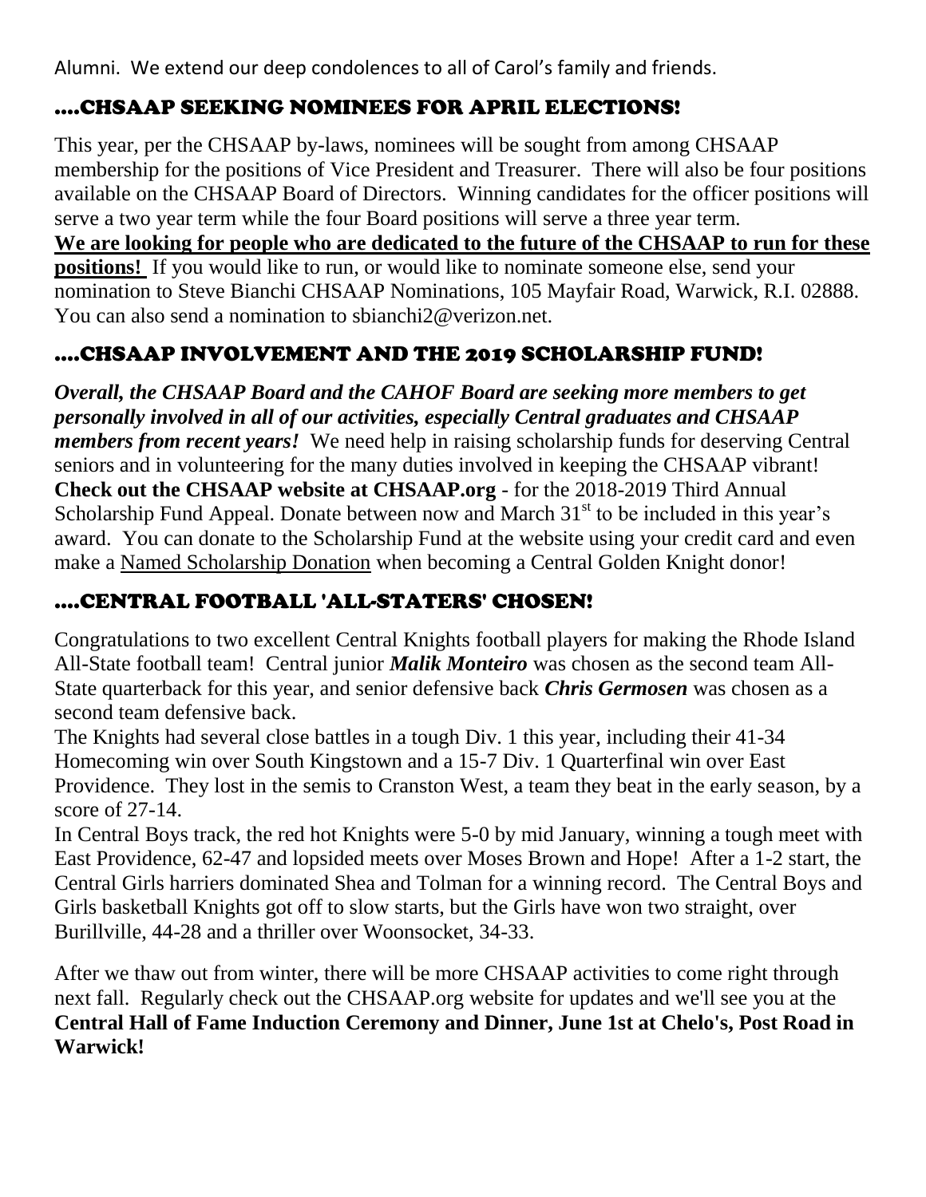Alumni. We extend our deep condolences to all of Carol's family and friends.

## ....CHSAAP SEEKING NOMINEES FOR APRIL ELECTIONS!

This year, per the CHSAAP by-laws, nominees will be sought from among CHSAAP membership for the positions of Vice President and Treasurer. There will also be four positions available on the CHSAAP Board of Directors. Winning candidates for the officer positions will serve a two year term while the four Board positions will serve a three year term.

**We are looking for people who are dedicated to the future of the CHSAAP to run for these positions!** If you would like to run, or would like to nominate someone else, send your nomination to Steve Bianchi CHSAAP Nominations, 105 Mayfair Road, Warwick, R.I. 02888. You can also send a nomination to sbianchi2@verizon.net.

## ....CHSAAP INVOLVEMENT AND THE 2019 SCHOLARSHIP FUND!

***Overall, the CHSAAP Board and the CAHOF Board are seeking more members to get personally involved in all of our activities, especially Central graduates and CHSAAP members from recent years!*** We need help in raising scholarship funds for deserving Central seniors and in volunteering for the many duties involved in keeping the CHSAAP vibrant! **Check out the CHSAAP website at CHSAAP.org** - for the 2018-2019 Third Annual Scholarship Fund Appeal. Donate between now and March 31st to be included in this year's award. You can donate to the Scholarship Fund at the website using your credit card and even make a Named Scholarship Donation when becoming a Central Golden Knight donor!

## ....CENTRAL FOOTBALL 'ALL-STATERS' CHOSEN!

Congratulations to two excellent Central Knights football players for making the Rhode Island All-State football team! Central junior ***Malik Monteiro*** was chosen as the second team All-State quarterback for this year, and senior defensive back ***Chris Germosen*** was chosen as a second team defensive back.

The Knights had several close battles in a tough Div. 1 this year, including their 41-34 Homecoming win over South Kingstown and a 15-7 Div. 1 Quarterfinal win over East Providence. They lost in the semis to Cranston West, a team they beat in the early season, by a score of 27-14.

In Central Boys track, the red hot Knights were 5-0 by mid January, winning a tough meet with East Providence, 62-47 and lopsided meets over Moses Brown and Hope! After a 1-2 start, the Central Girls harriers dominated Shea and Tolman for a winning record. The Central Boys and Girls basketball Knights got off to slow starts, but the Girls have won two straight, over Burillville, 44-28 and a thriller over Woonsocket, 34-33.

After we thaw out from winter, there will be more CHSAAP activities to come right through next fall. Regularly check out the CHSAAP.org website for updates and we'll see you at the **Central Hall of Fame Induction Ceremony and Dinner, June 1st at Chelo's, Post Road in Warwick!**